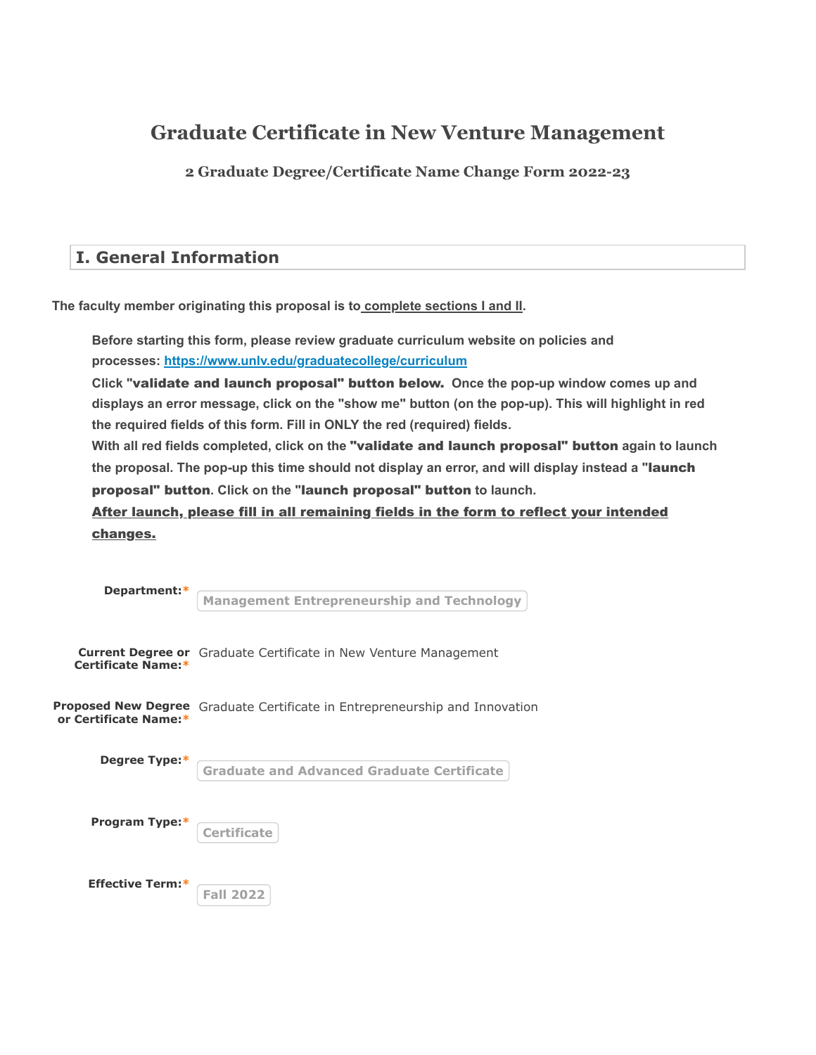# Graduate Certificate in New Venture Management

### 2 Graduate Degree/Certificate Name Change Form 2022-23

## I. General Information

**The faculty member originating this proposal is to complete sections I and II.**

**Before starting this form, please review graduate curriculum website on policies and processes: https://www.unlv.edu/graduatecollege/curriculum**

**Click "validate and launch proposal" button below. Once the pop-up window comes up and displays an error message, click on the "show me" button (on the pop-up). This will highlight in red the required fields of this form. Fill in ONLY the red (required) fields.**

**With all red fields completed, click on the "validate and launch proposal" button again to launch the proposal. The pop-up this time should not display an error, and will display instead a "launch proposal" button. Click on the "launch proposal" button to launch.**

**After launch, please fill in all remaining fields in the form to reflect your intended changes.**

**Department:*** Management Entrepreneurship and Technology

**Current Degree or Certificate Name:*** Graduate Certificate in New Venture Management

**Proposed New Degree or Certificate Name:*** Graduate Certificate in Entrepreneurship and Innovation

**Degree Type:*** Graduate and Advanced Graduate Certificate

**Program Type:*** Certificate

**Effective Term:*** Fall 2022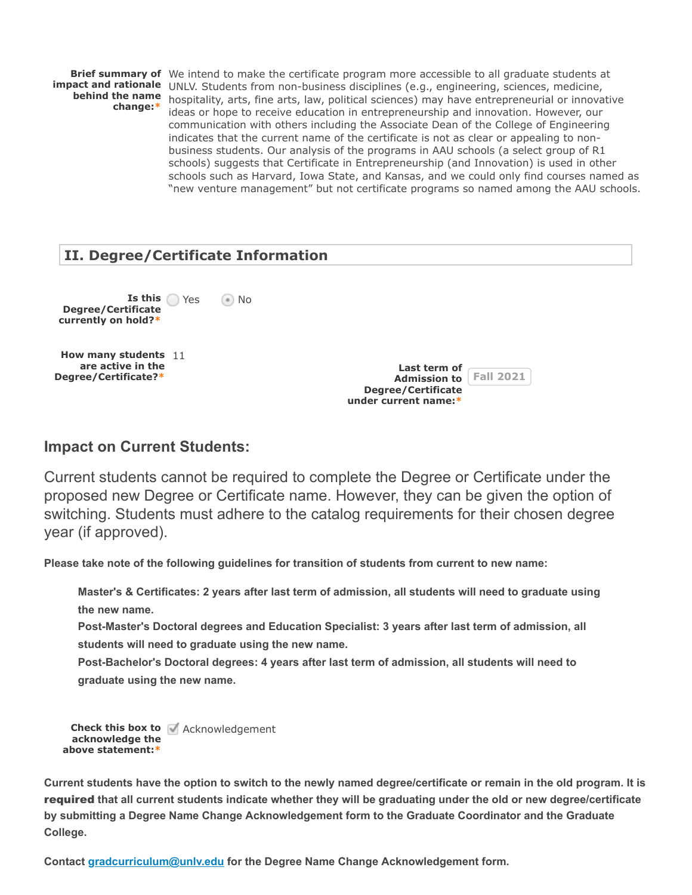**Brief summary of impact and rationale behind the name change:*** We intend to make the certificate program more accessible to all graduate students at UNLV. Students from non-business disciplines (e.g., engineering, sciences, medicine, hospitality, arts, fine arts, law, political sciences) may have entrepreneurial or innovative ideas or hope to receive education in entrepreneurship and innovation. However, our communication with others including the Associate Dean of the College of Engineering indicates that the current name of the certificate is not as clear or appealing to non-business students. Our analysis of the programs in AAU schools (a select group of R1 schools) suggests that Certificate in Entrepreneurship (and Innovation) is used in other schools such as Harvard, Iowa State, and Kansas, and we could only find courses named as "new venture management" but not certificate programs so named among the AAU schools.

## II. Degree/Certificate Information

**Is this Degree/Certificate currently on hold?*** ○ Yes ◉ No

**How many students are active in the Degree/Certificate?*** 11

**Last term of Admission to Degree/Certificate under current name:*** Fall 2021

### Impact on Current Students:

Current students cannot be required to complete the Degree or Certificate under the proposed new Degree or Certificate name. However, they can be given the option of switching. Students must adhere to the catalog requirements for their chosen degree year (if approved).

**Please take note of the following guidelines for transition of students from current to new name:**

> **Master's & Certificates: 2 years after last term of admission, all students will need to graduate using the new name.**
> **Post-Master's Doctoral degrees and Education Specialist: 3 years after last term of admission, all students will need to graduate using the new name.**
> **Post-Bachelor's Doctoral degrees: 4 years after last term of admission, all students will need to graduate using the new name.**

**Check this box to acknowledge the above statement:*** ☑ Acknowledgement

**Current students have the option to switch to the newly named degree/certificate or remain in the old program. It is required that all current students indicate whether they will be graduating under the old or new degree/certificate by submitting a Degree Name Change Acknowledgement form to the Graduate Coordinator and the Graduate College.**

**Contact [gradcurriculum@unlv.edu](mailto:gradcurriculum@unlv.edu) for the Degree Name Change Acknowledgement form.**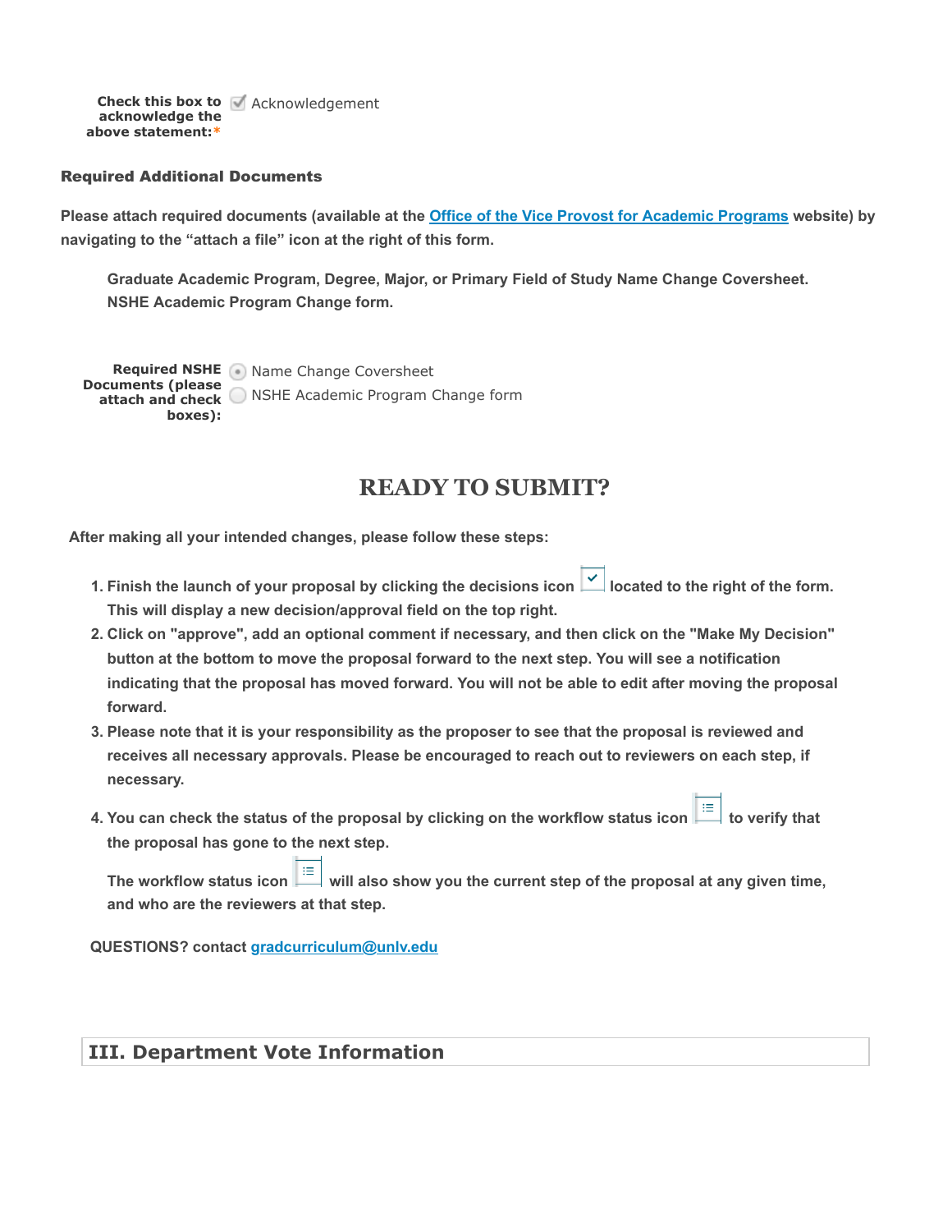**Check this box to acknowledge the above statement:*** ☑ Acknowledgement

**Required Additional Documents**

**Please attach required documents (available at the [Office of the Vice Provost for Academic Programs]() website) by navigating to the "attach a file" icon at the right of this form.**

> **Graduate Academic Program, Degree, Major, or Primary Field of Study Name Change Coversheet.**
> **NSHE Academic Program Change form.**

**Required NSHE Documents (please attach and check boxes):** ◉ Name Change Coversheet
○ NSHE Academic Program Change form

# READY TO SUBMIT?

**After making all your intended changes, please follow these steps:**

1. **Finish the launch of your proposal by clicking the decisions icon located to the right of the form. This will display a new decision/approval field on the top right.**
2. **Click on "approve", add an optional comment if necessary, and then click on the "Make My Decision" button at the bottom to move the proposal forward to the next step. You will see a notification indicating that the proposal has moved forward. You will not be able to edit after moving the proposal forward.**
3. **Please note that it is your responsibility as the proposer to see that the proposal is reviewed and receives all necessary approvals. Please be encouraged to reach out to reviewers on each step, if necessary.**
4. **You can check the status of the proposal by clicking on the workflow status icon to verify that the proposal has gone to the next step.**

   **The workflow status icon will also show you the current step of the proposal at any given time, and who are the reviewers at that step.**

**QUESTIONS? contact [gradcurriculum@unlv.edu]()**

## III. Department Vote Information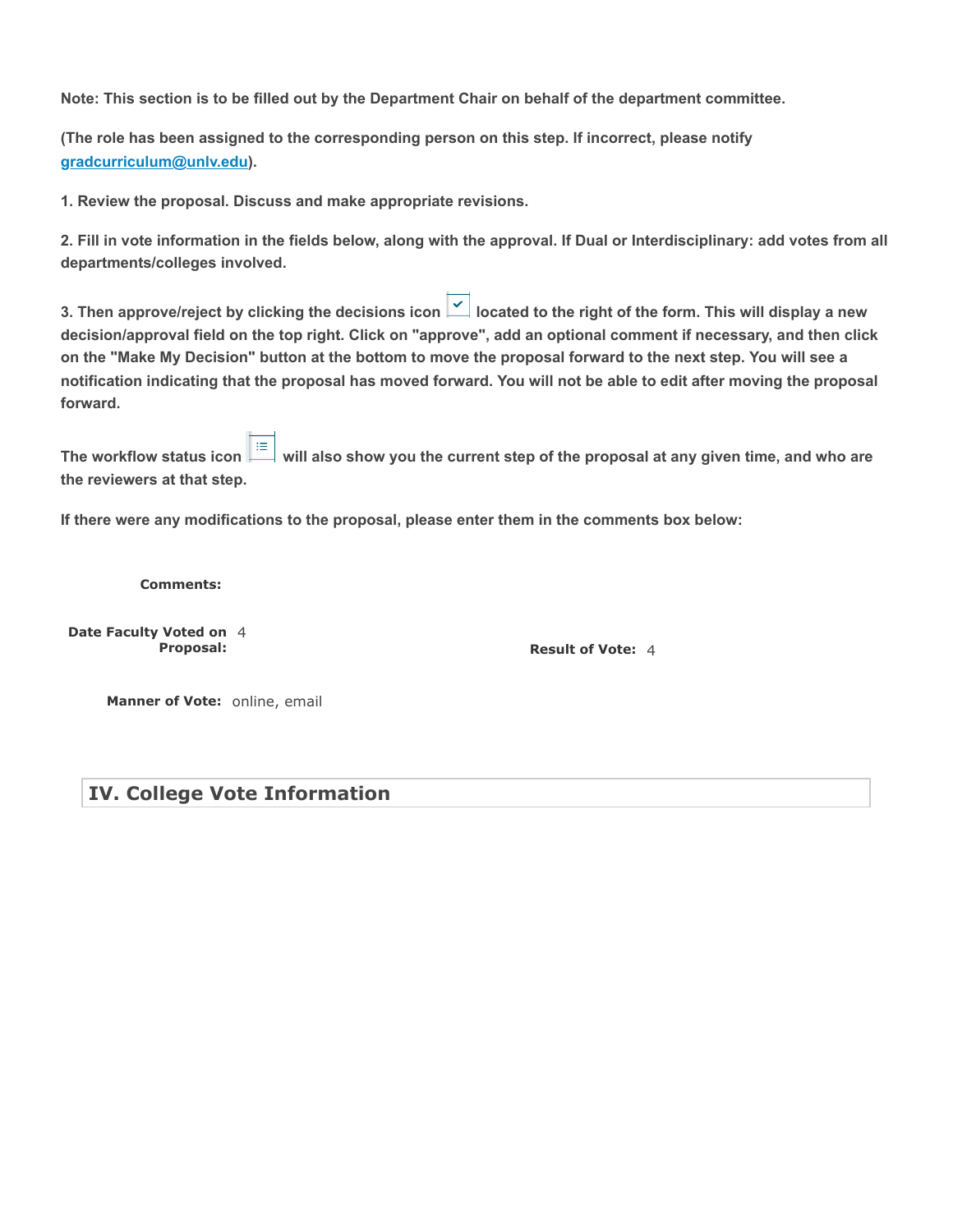**Note: This section is to be filled out by the Department Chair on behalf of the department committee.**

**(The role has been assigned to the corresponding person on this step. If incorrect, please notify [gradcurriculum@unlv.edu](mailto:gradcurriculum@unlv.edu)).**

**1. Review the proposal. Discuss and make appropriate revisions.**

**2. Fill in vote information in the fields below, along with the approval. If Dual or Interdisciplinary: add votes from all departments/colleges involved.**

**3. Then approve/reject by clicking the decisions icon located to the right of the form. This will display a new decision/approval field on the top right. Click on "approve", add an optional comment if necessary, and then click on the "Make My Decision" button at the bottom to move the proposal forward to the next step. You will see a notification indicating that the proposal has moved forward. You will not be able to edit after moving the proposal forward.**

**The workflow status icon will also show you the current step of the proposal at any given time, and who are the reviewers at that step.**

**If there were any modifications to the proposal, please enter them in the comments box below:**

**Comments:**

**Date Faculty Voted on Proposal:** 4

**Result of Vote:** 4

**Manner of Vote:** online, email

## IV. College Vote Information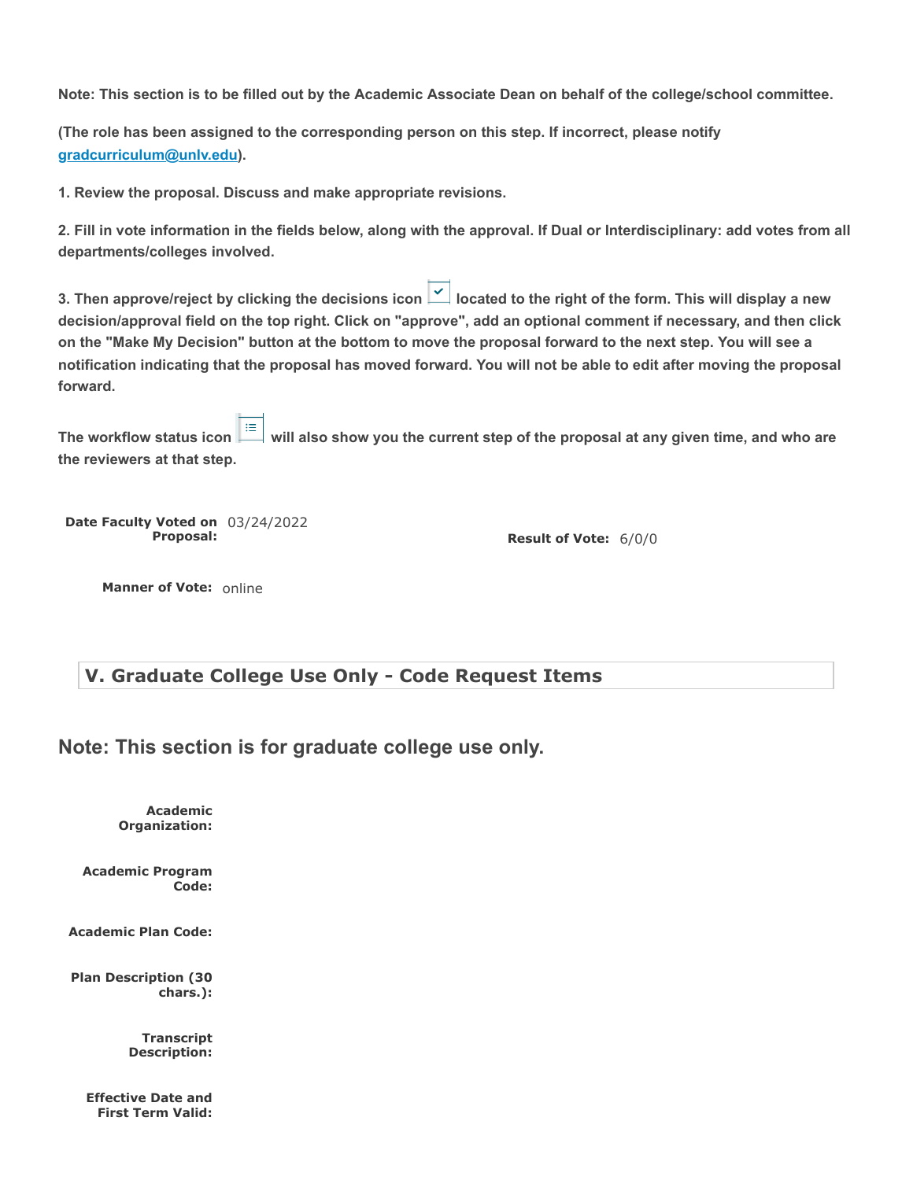**Note: This section is to be filled out by the Academic Associate Dean on behalf of the college/school committee.**

**(The role has been assigned to the corresponding person on this step. If incorrect, please notify [gradcurriculum@unlv.edu](mailto:gradcurriculum@unlv.edu)).**

**1. Review the proposal. Discuss and make appropriate revisions.**

**2. Fill in vote information in the fields below, along with the approval. If Dual or Interdisciplinary: add votes from all departments/colleges involved.**

**3. Then approve/reject by clicking the decisions icon located to the right of the form. This will display a new decision/approval field on the top right. Click on "approve", add an optional comment if necessary, and then click on the "Make My Decision" button at the bottom to move the proposal forward to the next step. You will see a notification indicating that the proposal has moved forward. You will not be able to edit after moving the proposal forward.**

**The workflow status icon will also show you the current step of the proposal at any given time, and who are the reviewers at that step.**

**Date Faculty Voted on Proposal:** 03/24/2022

**Result of Vote:** 6/0/0

**Manner of Vote:** online

## V. Graduate College Use Only - Code Request Items

### Note: This section is for graduate college use only.

**Academic Organization:**

**Academic Program Code:**

**Academic Plan Code:**

**Plan Description (30 chars.):**

**Transcript Description:**

**Effective Date and First Term Valid:**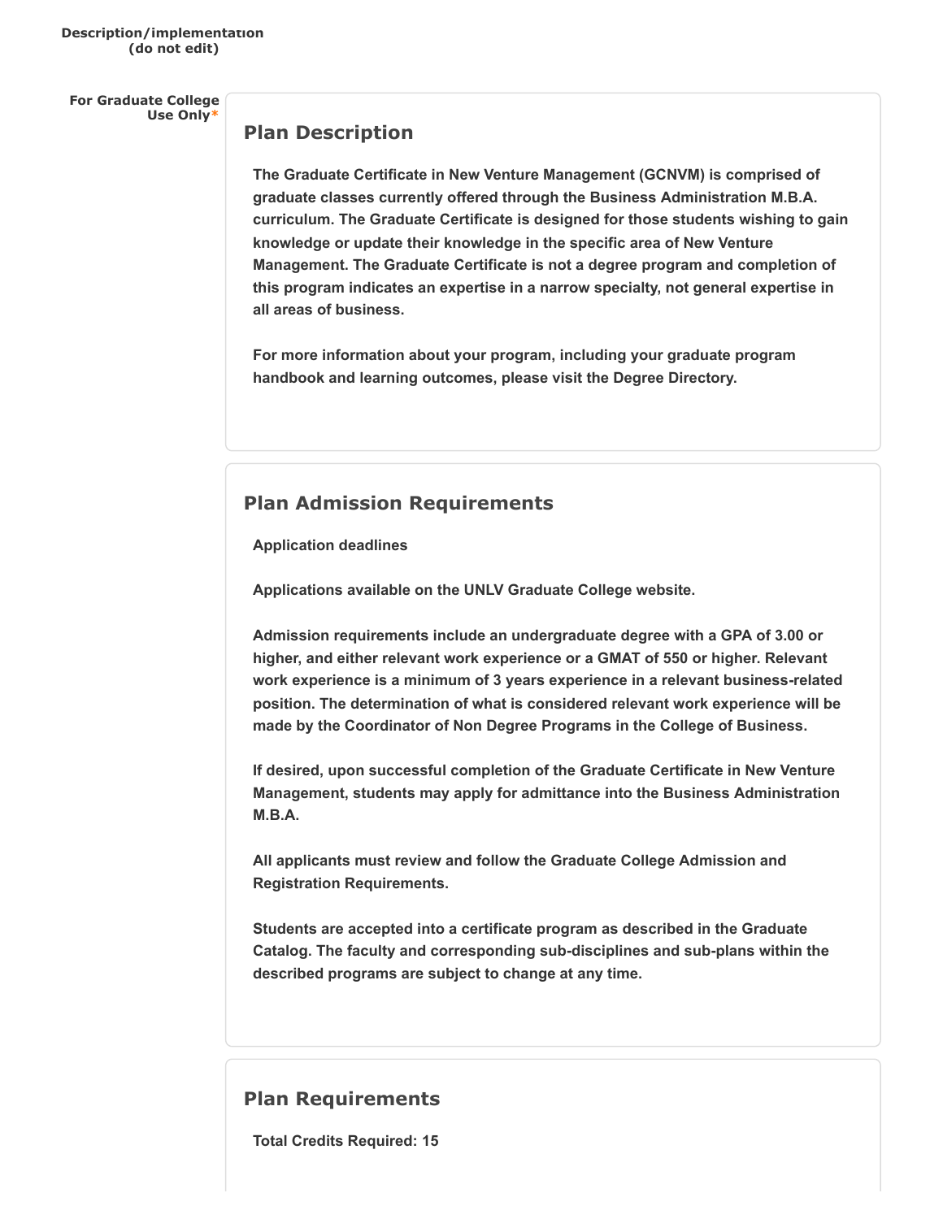**Description/implementation (do not edit)**

**For Graduate College Use Only***

## Plan Description

**The Graduate Certificate in New Venture Management (GCNVM) is comprised of graduate classes currently offered through the Business Administration M.B.A. curriculum. The Graduate Certificate is designed for those students wishing to gain knowledge or update their knowledge in the specific area of New Venture Management. The Graduate Certificate is not a degree program and completion of this program indicates an expertise in a narrow specialty, not general expertise in all areas of business.**

**For more information about your program, including your graduate program handbook and learning outcomes, please visit the Degree Directory.**

## Plan Admission Requirements

**Application deadlines**

**Applications available on the UNLV Graduate College website.**

**Admission requirements include an undergraduate degree with a GPA of 3.00 or higher, and either relevant work experience or a GMAT of 550 or higher. Relevant work experience is a minimum of 3 years experience in a relevant business-related position. The determination of what is considered relevant work experience will be made by the Coordinator of Non Degree Programs in the College of Business.**

**If desired, upon successful completion of the Graduate Certificate in New Venture Management, students may apply for admittance into the Business Administration M.B.A.**

**All applicants must review and follow the Graduate College Admission and Registration Requirements.**

**Students are accepted into a certificate program as described in the Graduate Catalog. The faculty and corresponding sub-disciplines and sub-plans within the described programs are subject to change at any time.**

## Plan Requirements

**Total Credits Required: 15**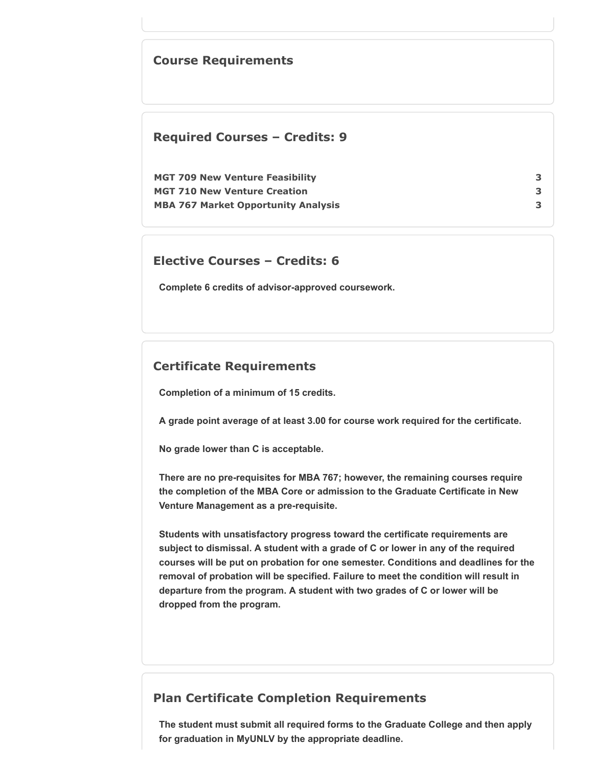## Course Requirements

### Required Courses – Credits: 9

| Course | Credits |
| --- | --- |
| **MGT 709 New Venture Feasibility** | **3** |
| **MGT 710 New Venture Creation** | **3** |
| **MBA 767 Market Opportunity Analysis** | **3** |

### Elective Courses – Credits: 6

**Complete 6 credits of advisor-approved coursework.**

## Certificate Requirements

**Completion of a minimum of 15 credits.**

**A grade point average of at least 3.00 for course work required for the certificate.**

**No grade lower than C is acceptable.**

**There are no pre-requisites for MBA 767; however, the remaining courses require the completion of the MBA Core or admission to the Graduate Certificate in New Venture Management as a pre-requisite.**

**Students with unsatisfactory progress toward the certificate requirements are subject to dismissal. A student with a grade of C or lower in any of the required courses will be put on probation for one semester. Conditions and deadlines for the removal of probation will be specified. Failure to meet the condition will result in departure from the program. A student with two grades of C or lower will be dropped from the program.**

## Plan Certificate Completion Requirements

**The student must submit all required forms to the Graduate College and then apply for graduation in MyUNLV by the appropriate deadline.**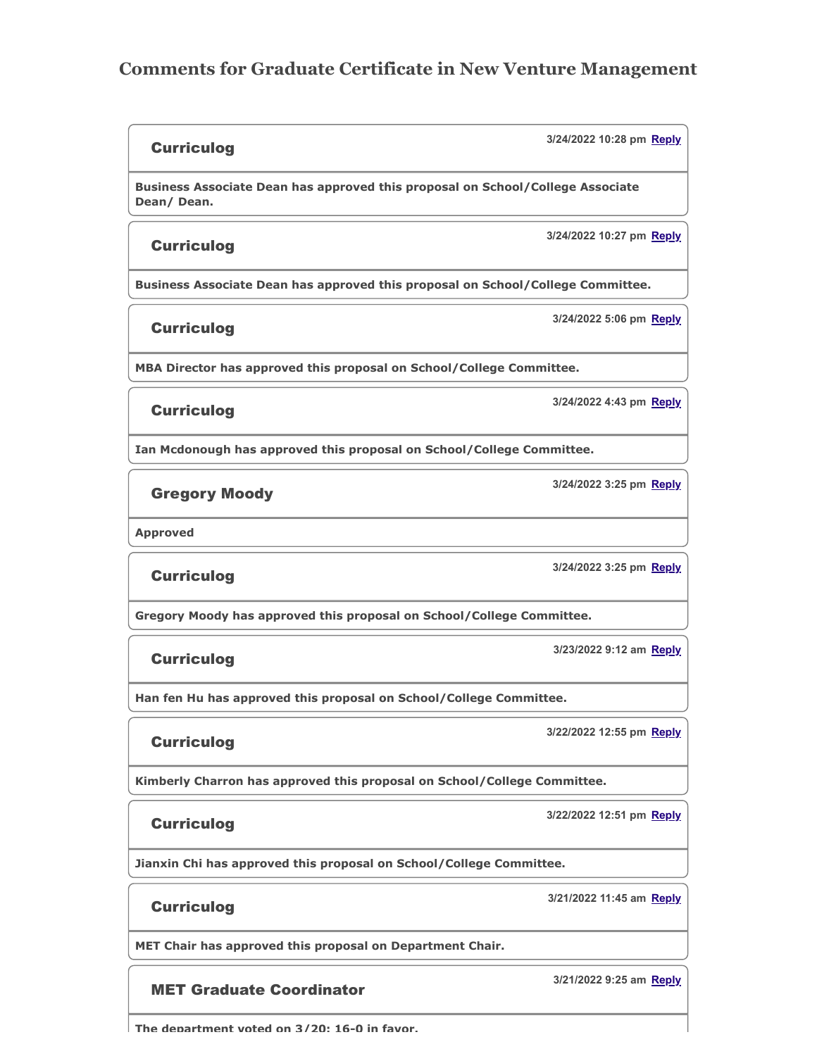# Comments for Graduate Certificate in New Venture Management

**Curriculog** — 3/24/2022 10:28 pm Reply

**Business Associate Dean has approved this proposal on School/College Associate Dean/ Dean.**

**Curriculog** — 3/24/2022 10:27 pm Reply

**Business Associate Dean has approved this proposal on School/College Committee.**

**Curriculog** — 3/24/2022 5:06 pm Reply

**MBA Director has approved this proposal on School/College Committee.**

**Curriculog** — 3/24/2022 4:43 pm Reply

**Ian Mcdonough has approved this proposal on School/College Committee.**

**Gregory Moody** — 3/24/2022 3:25 pm Reply

**Approved**

**Curriculog** — 3/24/2022 3:25 pm Reply

**Gregory Moody has approved this proposal on School/College Committee.**

**Curriculog** — 3/23/2022 9:12 am Reply

**Han fen Hu has approved this proposal on School/College Committee.**

**Curriculog** — 3/22/2022 12:55 pm Reply

**Kimberly Charron has approved this proposal on School/College Committee.**

**Curriculog** — 3/22/2022 12:51 pm Reply

**Jianxin Chi has approved this proposal on School/College Committee.**

**Curriculog** — 3/21/2022 11:45 am Reply

**MET Chair has approved this proposal on Department Chair.**

**MET Graduate Coordinator** — 3/21/2022 9:25 am Reply

**The department voted on 3/20: 16-0 in favor.**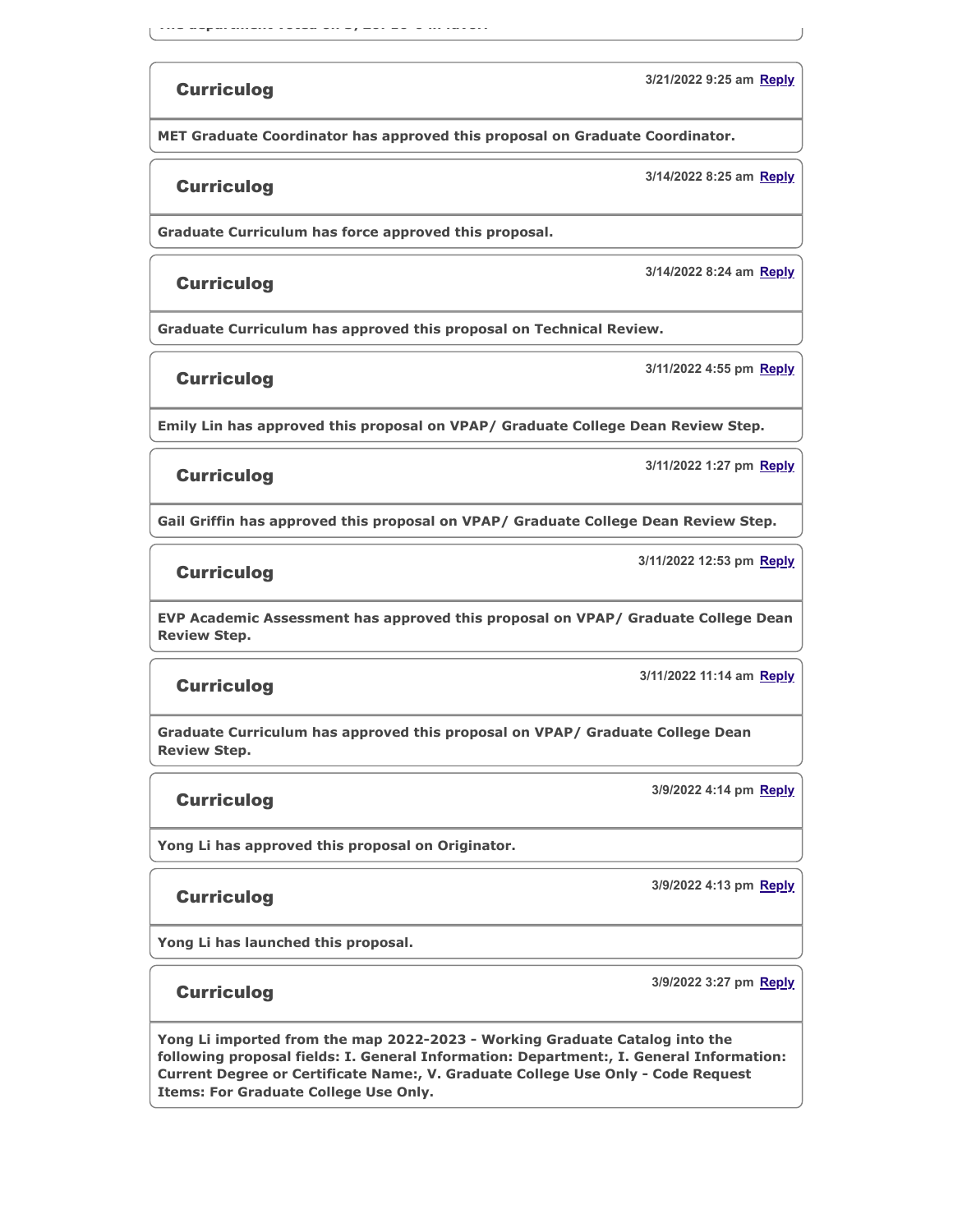**Curriculog** 3/21/2022 9:25 am Reply

**MET Graduate Coordinator has approved this proposal on Graduate Coordinator.**

**Curriculog** 3/14/2022 8:25 am Reply

**Graduate Curriculum has force approved this proposal.**

**Curriculog** 3/14/2022 8:24 am Reply

**Graduate Curriculum has approved this proposal on Technical Review.**

**Curriculog** 3/11/2022 4:55 pm Reply

**Emily Lin has approved this proposal on VPAP/ Graduate College Dean Review Step.**

**Curriculog** 3/11/2022 1:27 pm Reply

**Gail Griffin has approved this proposal on VPAP/ Graduate College Dean Review Step.**

**Curriculog** 3/11/2022 12:53 pm Reply

**EVP Academic Assessment has approved this proposal on VPAP/ Graduate College Dean Review Step.**

**Curriculog** 3/11/2022 11:14 am Reply

**Graduate Curriculum has approved this proposal on VPAP/ Graduate College Dean Review Step.**

**Curriculog** 3/9/2022 4:14 pm Reply

**Yong Li has approved this proposal on Originator.**

**Curriculog** 3/9/2022 4:13 pm Reply

**Yong Li has launched this proposal.**

**Curriculog** 3/9/2022 3:27 pm Reply

**Yong Li imported from the map 2022-2023 - Working Graduate Catalog into the following proposal fields: I. General Information: Department:, I. General Information: Current Degree or Certificate Name:, V. Graduate College Use Only - Code Request Items: For Graduate College Use Only.**